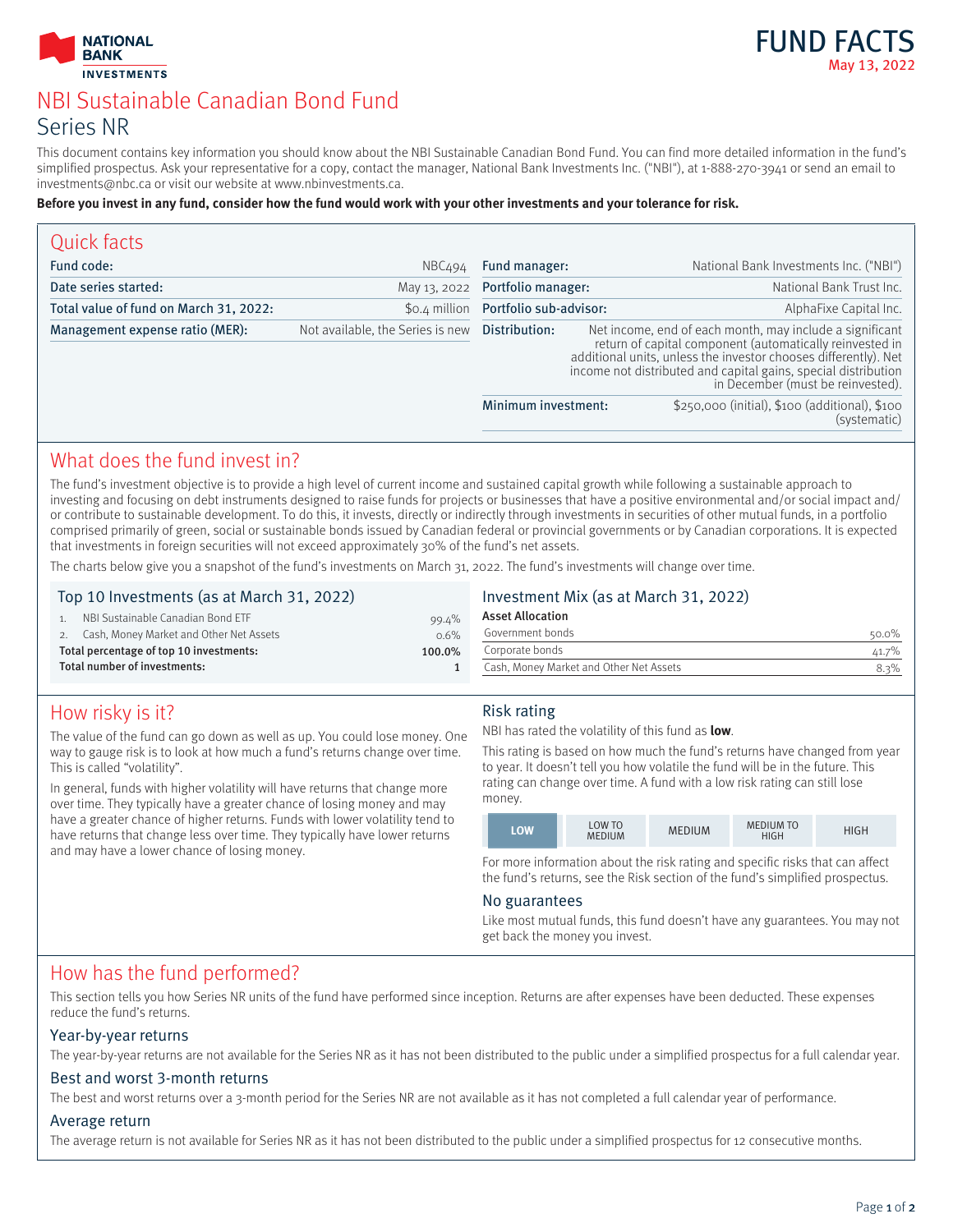NATIONAL BANK INVESTMENTS

# FUND FACTS

May 13, 2022

# NBI Sustainable Canadian Bond Fund

## Series NR

This document contains key information you should know about the NBI Sustainable Canadian Bond Fund. You can find more detailed information in the fund's simplified prospectus. Ask your representative for a copy, contact the manager, National Bank Investments Inc. ("NBI"), at 1-888-270-3941 or send an email to investments@nbc.ca or visit our website at www.nbinvestments.ca.

**Before you invest in any fund, consider how the fund would work with your other investments and your tolerance for risk.**

## Quick facts

| | |
|---|---|
| **Fund code:** | NBC494 |
| **Date series started:** | May 13, 2022 |
| **Total value of fund on March 31, 2022:** | $0.4 million |
| **Management expense ratio (MER):** | Not available, the Series is new |
| **Fund manager:** | National Bank Investments Inc. ("NBI") |
| **Portfolio manager:** | National Bank Trust Inc. |
| **Portfolio sub-advisor:** | AlphaFixe Capital Inc. |
| **Distribution:** | Net income, end of each month, may include a significant return of capital component (automatically reinvested in additional units, unless the investor chooses differently). Net income not distributed and capital gains, special distribution in December (must be reinvested). |
| **Minimum investment:** | $250,000 (initial), $100 (additional), $100 (systematic) |

## What does the fund invest in?

The fund's investment objective is to provide a high level of current income and sustained capital growth while following a sustainable approach to investing and focusing on debt instruments designed to raise funds for projects or businesses that have a positive environmental and/or social impact and/or contribute to sustainable development. To do this, it invests, directly or indirectly through investments in securities of other mutual funds, in a portfolio comprised primarily of green, social or sustainable bonds issued by Canadian federal or provincial governments or by Canadian corporations. It is expected that investments in foreign securities will not exceed approximately 30% of the fund's net assets.

The charts below give you a snapshot of the fund's investments on March 31, 2022. The fund's investments will change over time.

### Top 10 Investments (as at March 31, 2022)

| | |
|---|---|
| 1. NBI Sustainable Canadian Bond ETF | 99.4% |
| 2. Cash, Money Market and Other Net Assets | 0.6% |
| **Total percentage of top 10 investments:** | **100.0%** |
| **Total number of investments:** | **1** |

### Investment Mix (as at March 31, 2022)

**Asset Allocation**

| | |
|---|---|
| Government bonds | 50.0% |
| Corporate bonds | 41.7% |
| Cash, Money Market and Other Net Assets | 8.3% |

## How risky is it?

The value of the fund can go down as well as up. You could lose money. One way to gauge risk is to look at how much a fund's returns change over time. This is called "volatility".

In general, funds with higher volatility will have returns that change more over time. They typically have a greater chance of losing money and may have a greater chance of higher returns. Funds with lower volatility tend to have returns that change less over time. They typically have lower returns and may have a lower chance of losing money.

### Risk rating

NBI has rated the volatility of this fund as **low**.

This rating is based on how much the fund's returns have changed from year to year. It doesn't tell you how volatile the fund will be in the future. This rating can change over time. A fund with a low risk rating can still lose money.

LOW | LOW TO MEDIUM | MEDIUM | MEDIUM TO HIGH | HIGH

For more information about the risk rating and specific risks that can affect the fund's returns, see the Risk section of the fund's simplified prospectus.

### No guarantees

Like most mutual funds, this fund doesn't have any guarantees. You may not get back the money you invest.

## How has the fund performed?

This section tells you how Series NR units of the fund have performed since inception. Returns are after expenses have been deducted. These expenses reduce the fund's returns.

### Year-by-year returns

The year-by-year returns are not available for the Series NR as it has not been distributed to the public under a simplified prospectus for a full calendar year.

### Best and worst 3-month returns

The best and worst returns over a 3-month period for the Series NR are not available as it has not completed a full calendar year of performance.

### Average return

The average return is not available for Series NR as it has not been distributed to the public under a simplified prospectus for 12 consecutive months.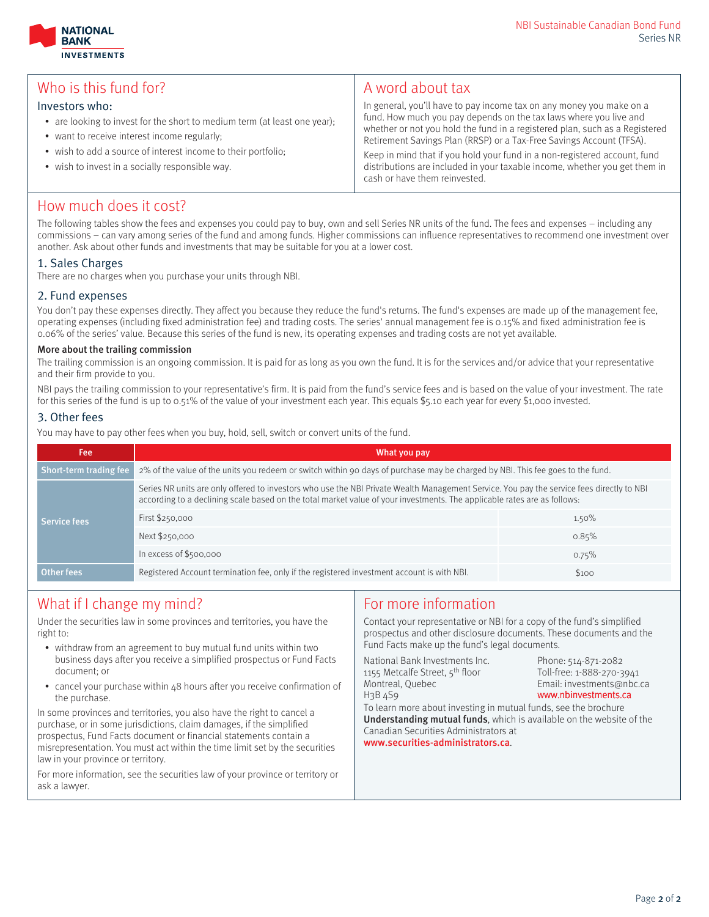# Who is this fund for?

## Investors who:

- are looking to invest for the short to medium term (at least one year);
- want to receive interest income regularly;
- wish to add a source of interest income to their portfolio;
- wish to invest in a socially responsible way.

# A word about tax

In general, you'll have to pay income tax on any money you make on a fund. How much you pay depends on the tax laws where you live and whether or not you hold the fund in a registered plan, such as a Registered Retirement Savings Plan (RRSP) or a Tax-Free Savings Account (TFSA).

Keep in mind that if you hold your fund in a non-registered account, fund distributions are included in your taxable income, whether you get them in cash or have them reinvested.

# How much does it cost?

The following tables show the fees and expenses you could pay to buy, own and sell Series NR units of the fund. The fees and expenses – including any commissions – can vary among series of the fund and among funds. Higher commissions can influence representatives to recommend one investment over another. Ask about other funds and investments that may be suitable for you at a lower cost.

## 1. Sales Charges

There are no charges when you purchase your units through NBI.

## 2. Fund expenses

You don't pay these expenses directly. They affect you because they reduce the fund's returns. The fund's expenses are made up of the management fee, operating expenses (including fixed administration fee) and trading costs. The series' annual management fee is 0.15% and fixed administration fee is 0.06% of the series' value. Because this series of the fund is new, its operating expenses and trading costs are not yet available.

**More about the trailing commission**

The trailing commission is an ongoing commission. It is paid for as long as you own the fund. It is for the services and/or advice that your representative and their firm provide to you.

NBI pays the trailing commission to your representative's firm. It is paid from the fund's service fees and is based on the value of your investment. The rate for this series of the fund is up to 0.51% of the value of your investment each year. This equals $5.10 each year for every $1,000 invested.

## 3. Other fees

You may have to pay other fees when you buy, hold, sell, switch or convert units of the fund.

| Fee | What you pay | |
|---|---|---|
| Short-term trading fee | 2% of the value of the units you redeem or switch within 90 days of purchase may be charged by NBI. This fee goes to the fund. | |
| Service fees | Series NR units are only offered to investors who use the NBI Private Wealth Management Service. You pay the service fees directly to NBI according to a declining scale based on the total market value of your investments. The applicable rates are as follows: | |
| | First $250,000 | 1.50% |
| | Next $250,000 | 0.85% |
| | In excess of $500,000 | 0.75% |
| Other fees | Registered Account termination fee, only if the registered investment account is with NBI. | $100 |

# What if I change my mind?

Under the securities law in some provinces and territories, you have the right to:

- withdraw from an agreement to buy mutual fund units within two business days after you receive a simplified prospectus or Fund Facts document; or
- cancel your purchase within 48 hours after you receive confirmation of the purchase.

In some provinces and territories, you also have the right to cancel a purchase, or in some jurisdictions, claim damages, if the simplified prospectus, Fund Facts document or financial statements contain a misrepresentation. You must act within the time limit set by the securities law in your province or territory.

For more information, see the securities law of your province or territory or ask a lawyer.

# For more information

Contact your representative or NBI for a copy of the fund's simplified prospectus and other disclosure documents. These documents and the Fund Facts make up the fund's legal documents.

National Bank Investments Inc.
1155 Metcalfe Street, 5th floor
Montreal, Quebec
H3B 4S9

Phone: 514-871-2082
Toll-free: 1-888-270-3941
Email: investments@nbc.ca
www.nbinvestments.ca

To learn more about investing in mutual funds, see the brochure **Understanding mutual funds**, which is available on the website of the Canadian Securities Administrators at **www.securities-administrators.ca**.